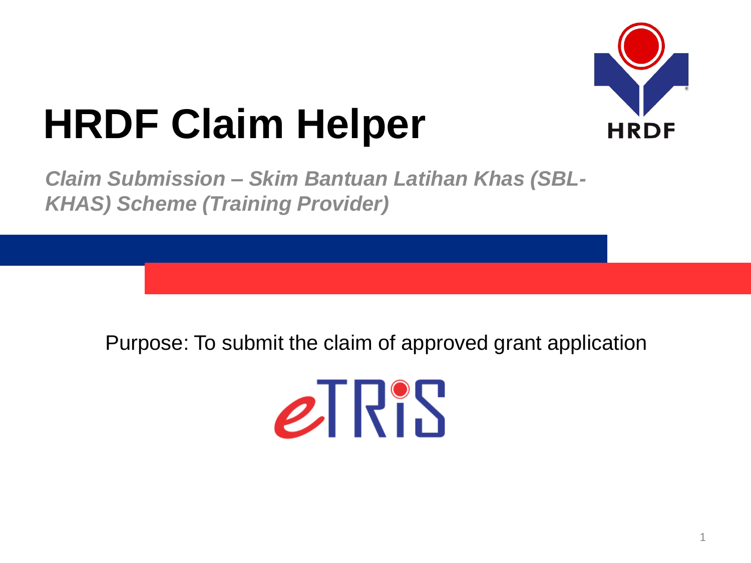# HRDF Claim Helper

*Claim Submission – Skim Bantuan Latihan Khas (SBL-KHAS) Scheme (Training Provider)*

Purpose: To submit the claim of approved grant application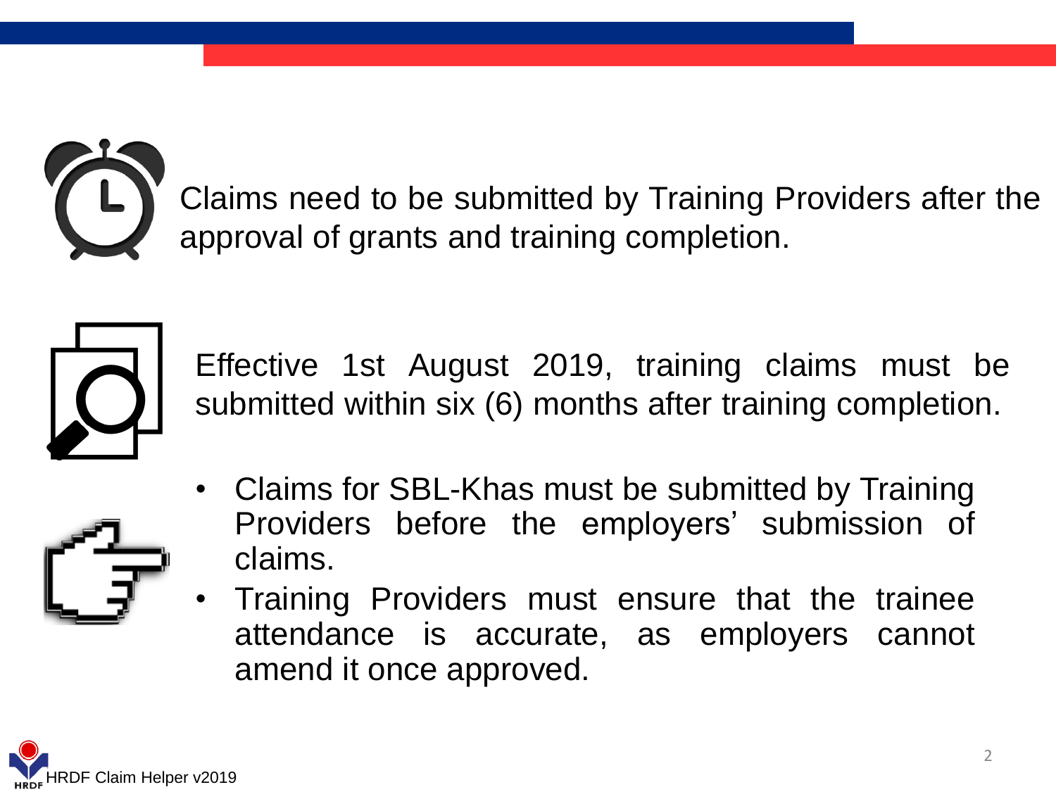Claims need to be submitted by Training Providers after the approval of grants and training completion.

Effective 1st August 2019, training claims must be submitted within six (6) months after training completion.

- Claims for SBL-Khas must be submitted by Training Providers before the employers' submission of claims.
- Training Providers must ensure that the trainee attendance is accurate, as employers cannot amend it once approved.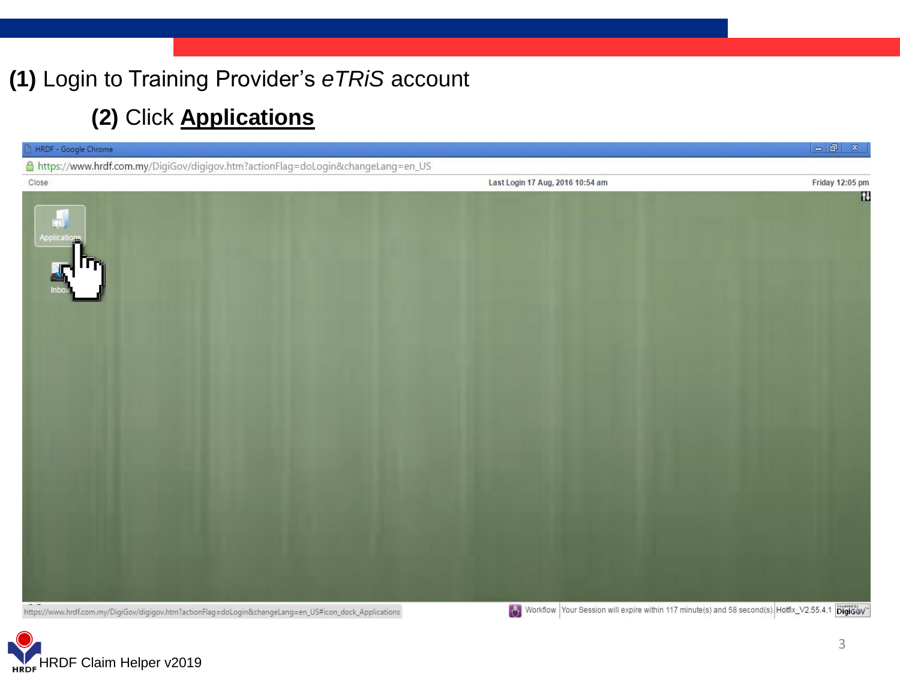**(1)** Login to Training Provider's *eTRiS* account

**(2)** Click **Applications**

HRDF - Google Chrome

https://www.hrdf.com.my/DigiGov/digigov.htm?actionFlag=doLogin&changeLang=en_US

Close | Last Login 17 Aug, 2016 10:54 am | Friday 12:05 pm

Applications

Inbox

https://www.hrdf.com.my/DigiGov/digigov.htm?actionFlag=doLogin&changeLang=en_US#icon_dock_Applications

Workflow | Your Session will expire within 117 minute(s) and 58 second(s) | Hotfix_V2.55.4.1 | DigiGov

HRDF Claim Helper v2019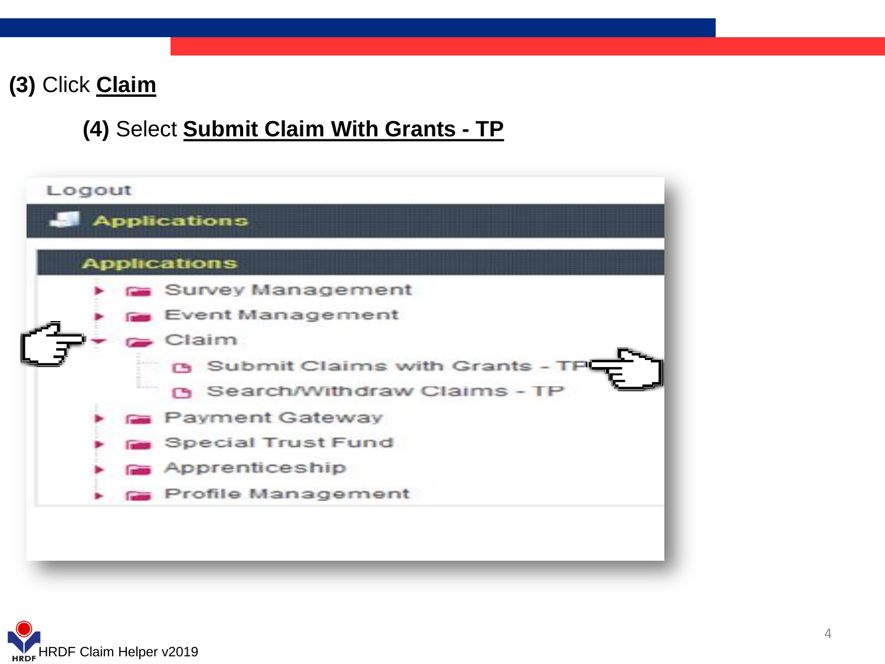**(3)** Click **Claim**

**(4)** Select **Submit Claim With Grants - TP**

Logout

Applications

Applications

- Survey Management
- Event Management
- Claim
  - Submit Claims with Grants - TP
  - Search/Withdraw Claims - TP
- Payment Gateway
- Special Trust Fund
- Apprenticeship
- Profile Management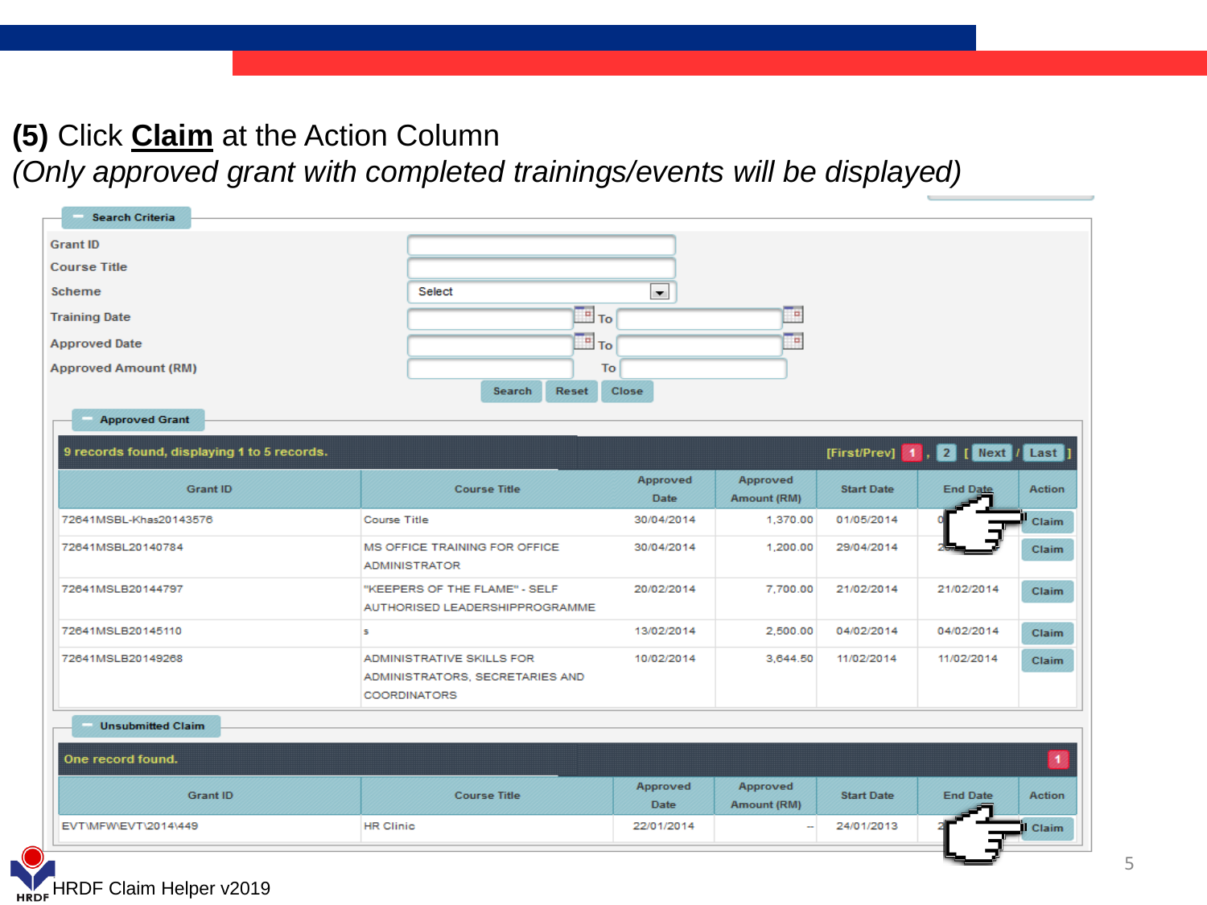**(5)** Click **Claim** at the Action Column

*(Only approved grant with completed trainings/events will be displayed)*

**Search Criteria**

Grant ID

Course Title

Scheme: Select

Training Date ... To ...

Approved Date ... To ...

Approved Amount (RM) ... To ...

Search | Reset | Close

**Approved Grant**

9 records found, displaying 1 to 5 records. [First/Prev] 1 , 2 [ Next / Last ]

| Grant ID | Course Title | Approved Date | Approved Amount (RM) | Start Date | End Date | Action |
|---|---|---|---|---|---|---|
| 72641MSBL-Khas20143576 | Course Title | 30/04/2014 | 1,370.00 | 01/05/2014 | 0 | Claim |
| 72641MSBL20140784 | MS OFFICE TRAINING FOR OFFICE ADMINISTRATOR | 30/04/2014 | 1,200.00 | 29/04/2014 | 2 | Claim |
| 72641MSLB20144797 | "KEEPERS OF THE FLAME" - SELF AUTHORISED LEADERSHIPPROGRAMME | 20/02/2014 | 7,700.00 | 21/02/2014 | 21/02/2014 | Claim |
| 72641MSLB20145110 | s | 13/02/2014 | 2,500.00 | 04/02/2014 | 04/02/2014 | Claim |
| 72641MSLB20149268 | ADMINISTRATIVE SKILLS FOR ADMINISTRATORS, SECRETARIES AND COORDINATORS | 10/02/2014 | 3,644.50 | 11/02/2014 | 11/02/2014 | Claim |

**Unsubmitted Claim**

One record found. 1

| Grant ID | Course Title | Approved Date | Approved Amount (RM) | Start Date | End Date | Action |
|---|---|---|---|---|---|---|
| EVT\MFW\EVT\2014\449 | HR Clinic | 22/01/2014 | -- | 24/01/2013 | 2 | Claim |

HRDF Claim Helper v2019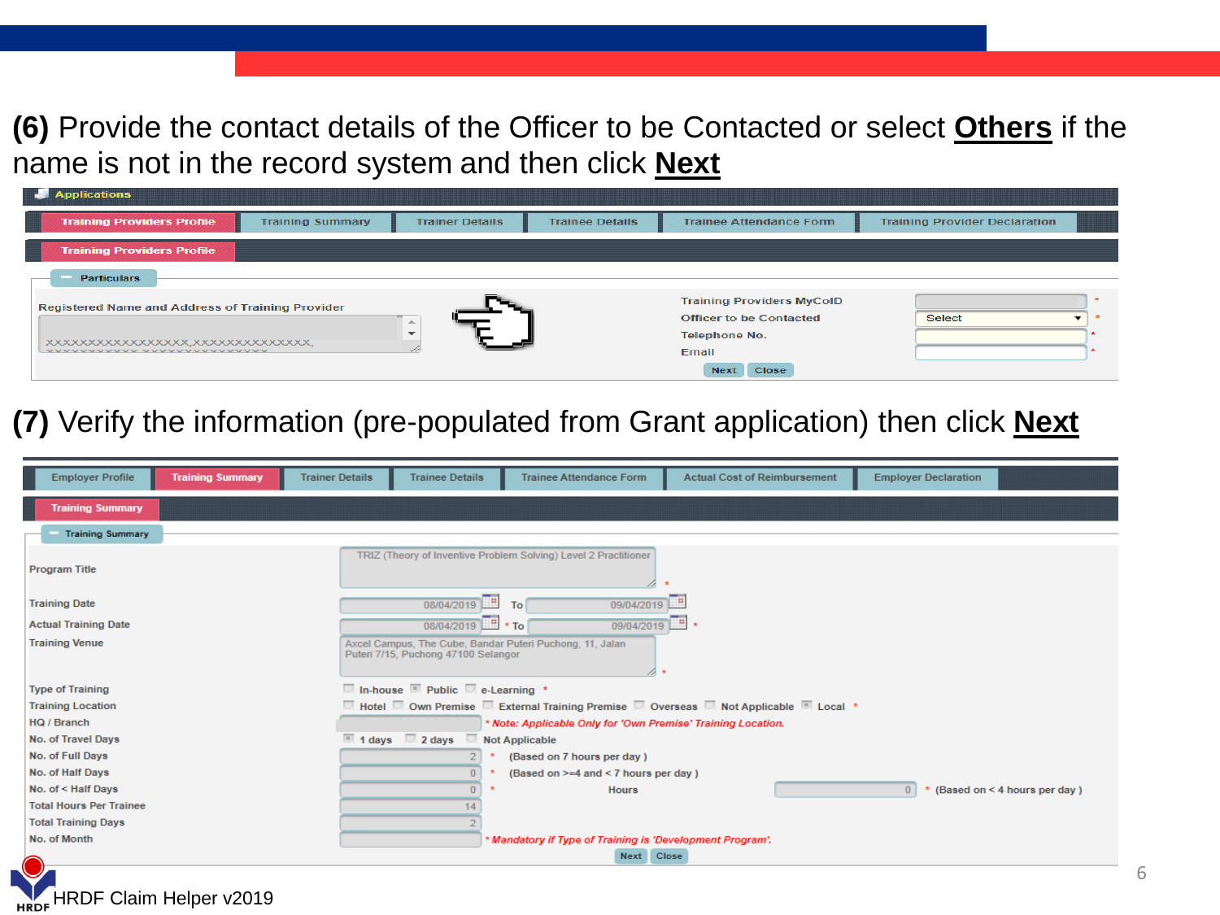**(6)** Provide the contact details of the Officer to be Contacted or select **Others** if the name is not in the record system and then click **Next**

Applications

Training Providers Profile | Training Summary | Trainer Details | Trainee Details | Trainee Attendance Form | Training Provider Declaration

Training Providers Profile

Particulars

Registered Name and Address of Training Provider

XXXXXXXXXXXXXXXXXX,XXXXXXXXXXXXXXX,

| | |
|---|---|
| Training Providers MyCoID | * |
| Officer to be Contacted | Select * |
| Telephone No. | * |
| Email | * |

Next | Close

**(7)** Verify the information (pre-populated from Grant application) then click **Next**

Employer Profile | Training Summary | Trainer Details | Trainee Details | Trainee Attendance Form | Actual Cost of Reimbursement | Employer Declaration

Training Summary

Training Summary

| Field | Value |
|---|---|
| Program Title | TRIZ (Theory of Inventive Problem Solving) Level 2 Practitioner * |
| Training Date | 08/04/2019 To 09/04/2019 |
| Actual Training Date | 08/04/2019 * To 09/04/2019 * |
| Training Venue | Axcel Campus, The Cube, Bandar Puteri Puchong, 11, Jalan Puteri 7/15, Puchong 47100 Selangor * |
| Type of Training | In-house, Public, e-Learning * |
| Training Location | Hotel, Own Premise, External Training Premise, Overseas, Not Applicable, Local * |
| HQ / Branch | * Note: Applicable Only for 'Own Premise' Training Location. |
| No. of Travel Days | 1 days, 2 days, Not Applicable |
| No. of Full Days | 2 * (Based on 7 hours per day ) |
| No. of Half Days | 0 * (Based on >=4 and < 7 hours per day ) |
| No. of < Half Days | 0 * Hours 0 * (Based on < 4 hours per day ) |
| Total Hours Per Trainee | 14 |
| Total Training Days | 2 |
| No. of Month | * Mandatory if Type of Training is 'Development Program'. |

Next | Close

HRDF Claim Helper v2019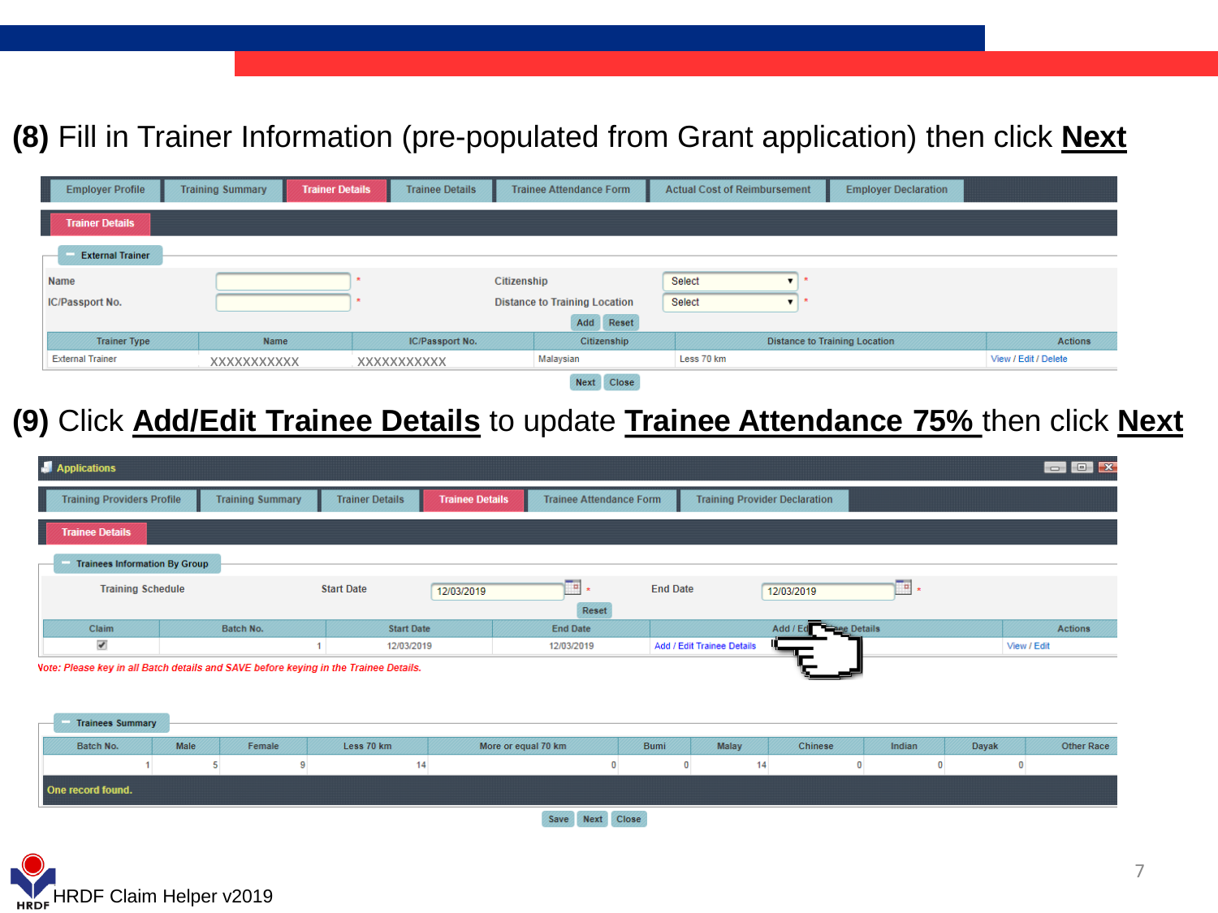## (8) Fill in Trainer Information (pre-populated from Grant application) then click **Next**

Employer Profile | Training Summary | Trainer Details | Trainee Details | Trainee Attendance Form | Actual Cost of Reimbursement | Employer Declaration

**Trainer Details**

**External Trainer**

Name: * Citizenship: Select *

IC/Passport No.: * Distance to Training Location: Select *

Add | Reset

| Trainer Type | Name | IC/Passport No. | Citizenship | Distance to Training Location | Actions |
|---|---|---|---|---|---|
| External Trainer | XXXXXXXXXXX | XXXXXXXXXXX | Malaysian | Less 70 km | View / Edit / Delete |

Next | Close

## (9) Click **Add/Edit Trainee Details** to update **Trainee Attendance 75%** then click **Next**

Applications

Training Providers Profile | Training Summary | Trainer Details | Trainee Details | Trainee Attendance Form | Training Provider Declaration

**Trainee Details**

**Trainees Information By Group**

Training Schedule Start Date: 12/03/2019 * End Date: 12/03/2019 *

Reset

| Claim | Batch No. | Start Date | End Date | Add / Edit Trainee Details | Actions |
|---|---|---|---|---|---|
| ✔ | 1 | 12/03/2019 | 12/03/2019 | Add / Edit Trainee Details | View / Edit |

*Note: Please key in all Batch details and SAVE before keying in the Trainee Details.*

**Trainees Summary**

| Batch No. | Male | Female | Less 70 km | More or equal 70 km | Bumi | Malay | Chinese | Indian | Dayak | Other Race |
|---|---|---|---|---|---|---|---|---|---|---|
| 1 | 5 | 9 | 14 | 0 | 0 | 14 | 0 | 0 | 0 | |

One record found.

Save | Next | Close

HRDF Claim Helper v2019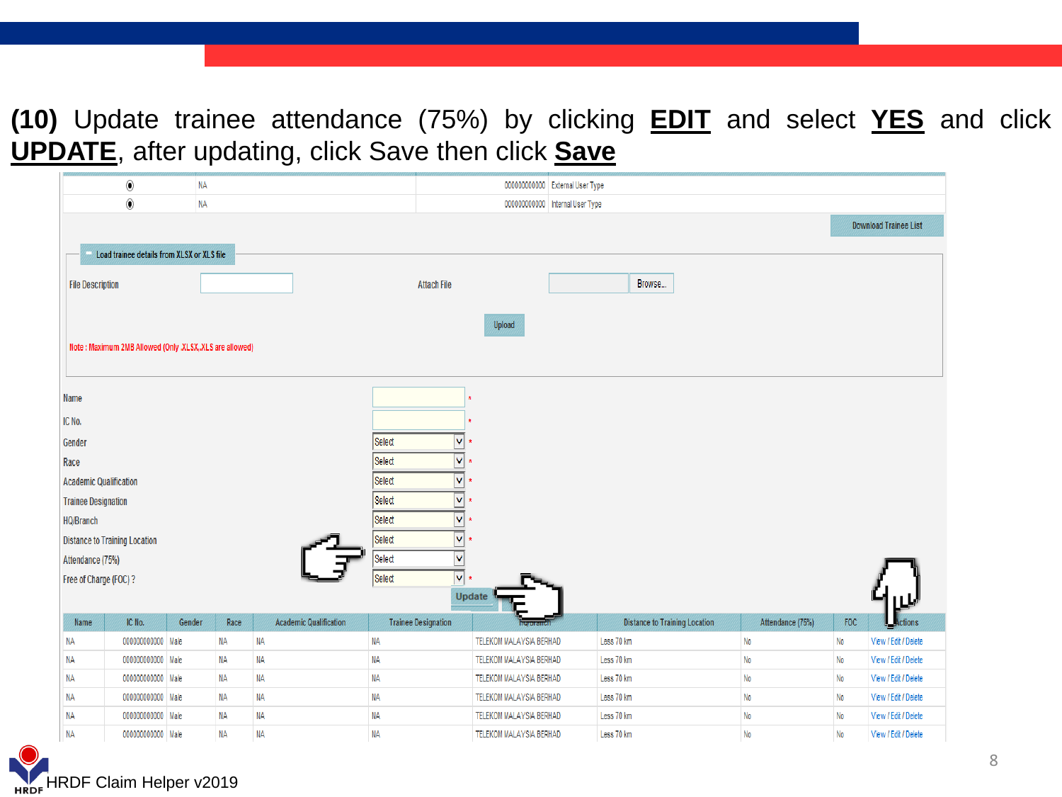**(10)** Update trainee attendance (75%) by clicking **EDIT** and select **YES** and click **UPDATE**, after updating, click Save then click **Save**

| | | | |
|---|---|---|---|
| ◉ | NA | 000000000000 | External User Type |
| ◉ | NA | 000000000000 | Internal User Type |

Download Trainee List

Load trainee details from XLSX or XLS file

File Description | Attach File | Browse...

Upload

Note : Maximum 2MB Allowed (Only .XLSX,.XLS are allowed)

Name *

IC No. *

Gender: Select *

Race: Select *

Academic Qualification: Select *

Trainee Designation: Select *

HQ/Branch: Select *

Distance to Training Location: Select *

Attendance (75%): Select

Free of Charge (FOC) ?: Select *

Update

| Name | IC No. | Gender | Race | Academic Qualification | Trainee Designation | HQ/Branch | Distance to Training Location | Attendance (75%) | FOC | Actions |
|---|---|---|---|---|---|---|---|---|---|---|
| NA | 000000000000 | Male | NA | NA | NA | TELEKOM MALAYSIA BERHAD | Less 70 km | No | No | View / Edit / Delete |
| NA | 000000000000 | Male | NA | NA | NA | TELEKOM MALAYSIA BERHAD | Less 70 km | No | No | View / Edit / Delete |
| NA | 000000000000 | Male | NA | NA | NA | TELEKOM MALAYSIA BERHAD | Less 70 km | No | No | View / Edit / Delete |
| NA | 000000000000 | Male | NA | NA | NA | TELEKOM MALAYSIA BERHAD | Less 70 km | No | No | View / Edit / Delete |
| NA | 000000000000 | Male | NA | NA | NA | TELEKOM MALAYSIA BERHAD | Less 70 km | No | No | View / Edit / Delete |
| NA | 000000000000 | Male | NA | NA | NA | TELEKOM MALAYSIA BERHAD | Less 70 km | No | No | View / Edit / Delete |

HRDF Claim Helper v2019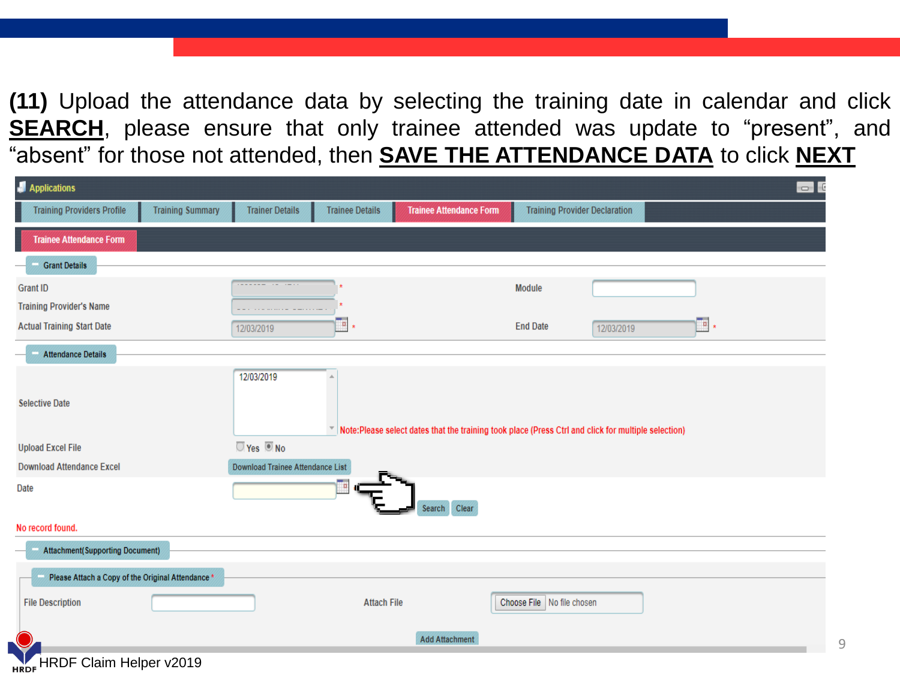**(11)** Upload the attendance data by selecting the training date in calendar and click **SEARCH**, please ensure that only trainee attended was update to "present", and "absent" for those not attended, then **SAVE THE ATTENDANCE DATA** to click **NEXT**

Applications

Training Providers Profile | Training Summary | Trainer Details | Trainee Details | Trainee Attendance Form | Training Provider Declaration

Trainee Attendance Form

Grant Details

Grant ID

Module

Training Provider's Name

Actual Training Start Date 12/03/2019

End Date 12/03/2019

Attendance Details

Selective Date 12/03/2019

Note:Please select dates that the training took place (Press Ctrl and click for multiple selection)

Upload Excel File Yes No

Download Attendance Excel — Download Trainee Attendance List

Date

Search Clear

No record found.

Attachment(Supporting Document)

Please Attach a Copy of the Original Attendance *

File Description

Attach File — Choose File No file chosen

Add Attachment

HRDF Claim Helper v2019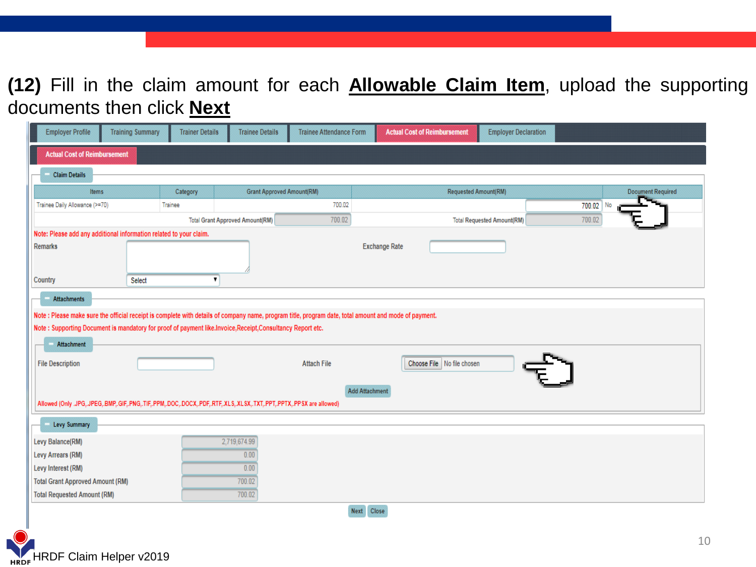**(12)** Fill in the claim amount for each **Allowable Claim Item**, upload the supporting documents then click **Next**

Employer Profile | Training Summary | Trainer Details | Trainee Details | Trainee Attendance Form | Actual Cost of Reimbursement | Employer Declaration

**Actual Cost of Reimbursement**

**Claim Details**

| Items | Category | Grant Approved Amount(RM) | Requested Amount(RM) | Document Required |
|---|---|---|---|---|
| Trainee Daily Allowance (>=70) | Trainee | 700.02 | 700.02 | No |
| | | Total Grant Approved Amount(RM) 700.02 | Total Requested Amount(RM) 700.02 | |

Note: Please add any additional information related to your claim.

Remarks

Exchange Rate

Country: Select

**Attachments**

Note : Please make sure the official receipt is complete with details of company name, program title, program date, total amount and mode of payment.

Note : Supporting Document is mandatory for proof of payment like.Invoice,Receipt,Consultancy Report etc.

**Attachment**

File Description

Attach File: Choose File No file chosen

Add Attachment

Allowed (Only .JPG,.JPEG,.BMP,.GIF,.PNG,.TIF,.PPM,.DOC,.DOCX,.PDF,.RTF,.XLS,.XLSX,.TXT,.PPT,.PPTX,.PPSX are allowed)

**Levy Summary**

| | |
|---|---|
| Levy Balance(RM) | 2,719,674.99 |
| Levy Arrears (RM) | 0.00 |
| Levy Interest (RM) | 0.00 |
| Total Grant Approved Amount (RM) | 700.02 |
| Total Requested Amount (RM) | 700.02 |

Next | Close

HRDF Claim Helper v2019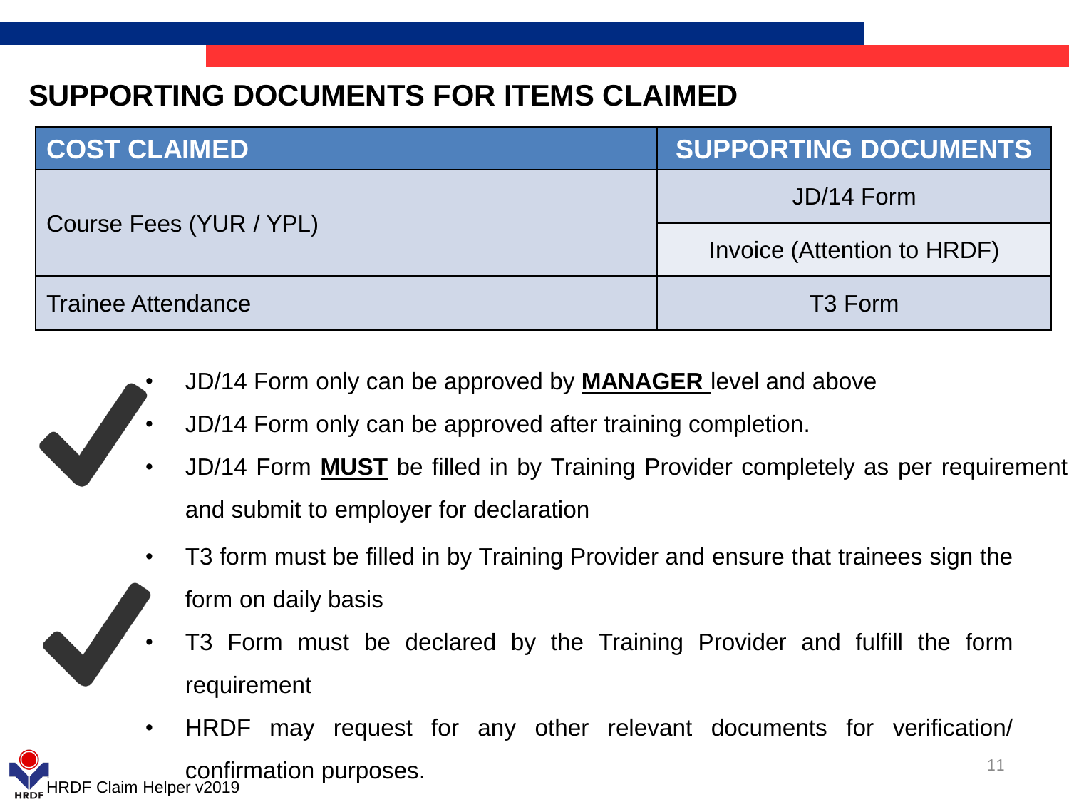# SUPPORTING DOCUMENTS FOR ITEMS CLAIMED

| COST CLAIMED | SUPPORTING DOCUMENTS |
|---|---|
| Course Fees (YUR / YPL) | JD/14 Form |
| | Invoice (Attention to HRDF) |
| Trainee Attendance | T3 Form |

- JD/14 Form only can be approved by **<u>MANAGER</u>** level and above
- JD/14 Form only can be approved after training completion.
- JD/14 Form **<u>MUST</u>** be filled in by Training Provider completely as per requirement and submit to employer for declaration
- T3 form must be filled in by Training Provider and ensure that trainees sign the form on daily basis
- T3 Form must be declared by the Training Provider and fulfill the form requirement
- HRDF may request for any other relevant documents for verification/ confirmation purposes.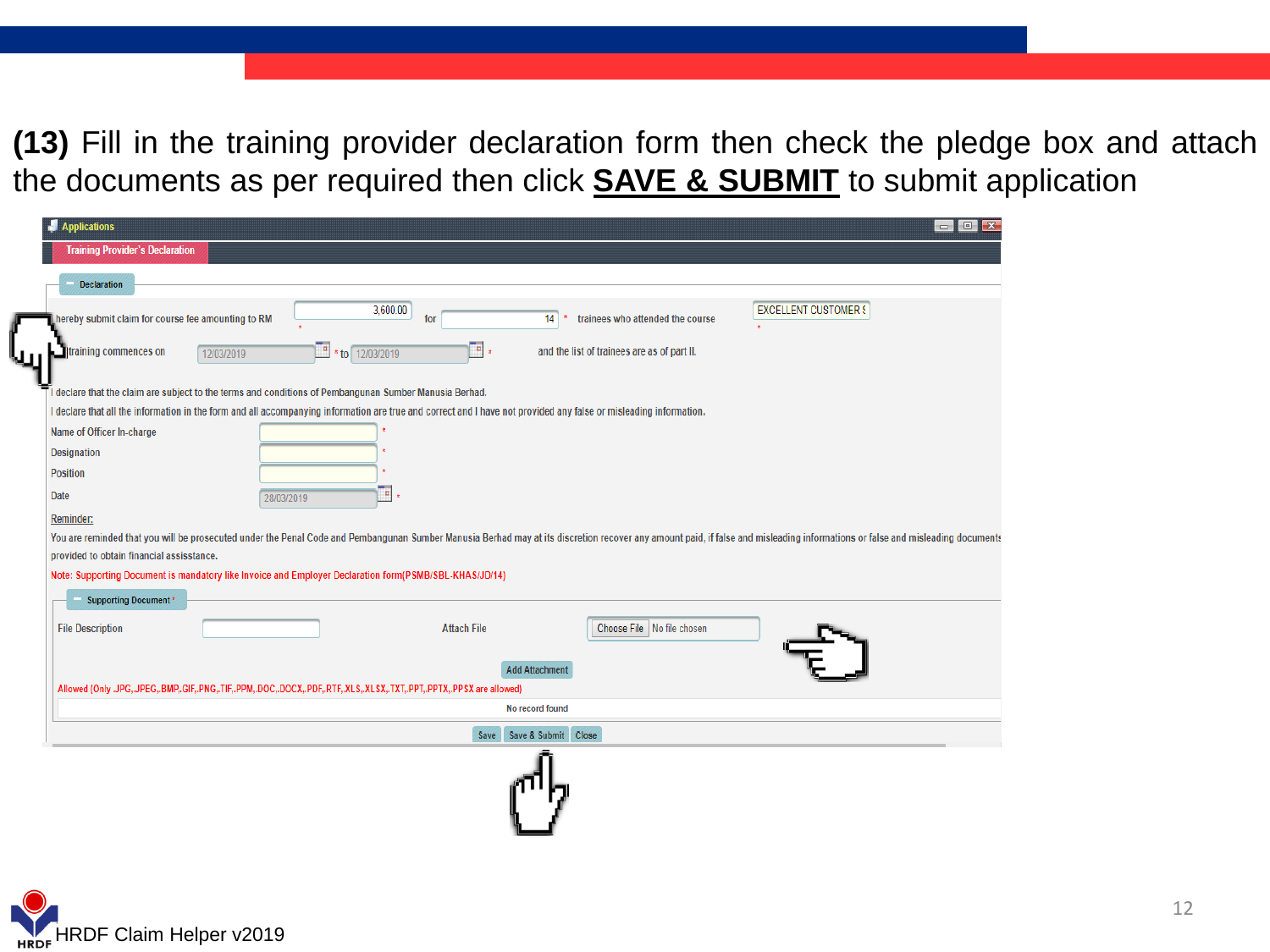**(13)** Fill in the training provider declaration form then check the pledge box and attach the documents as per required then click **SAVE & SUBMIT** to submit application

Applications

Training Provider's Declaration

Declaration

I hereby submit claim for course fee amounting to RM 3,600.00 * for 14 * trainees who attended the course EXCELLENT CUSTOMER S *

training commences on 12/03/2019 * to 12/03/2019 * and the list of trainees are as of part II.

I declare that the claim are subject to the terms and conditions of Pembangunan Sumber Manusia Berhad.

I declare that all the information in the form and all accompanying information are true and correct and I have not provided any false or misleading information.

Name of Officer In-charge *

Designation *

Position *

Date 28/03/2019 *

Reminder:

You are reminded that you will be prosecuted under the Penal Code and Pembangunan Sumber Manusia Berhad may at its discretion recover any amount paid, if false and misleading informations or false and misleading documents provided to obtain financial assisstance.

Note: Supporting Document is mandatory like Invoice and Employer Declaration form(PSMB/SBL-KHAS/JD/14)

Supporting Document *

File Description Attach File Choose File No file chosen

Add Attachment

Allowed (Only .JPG,.JPEG,.BMP,.GIF,.PNG,.TIF,.PPM,.DOC,.DOCX,.PDF,.RTF,.XLS,.XLSX,.TXT,.PPT,.PPTX,.PPSX are allowed)

No record found

Save | Save & Submit | Close

HRDF Claim Helper v2019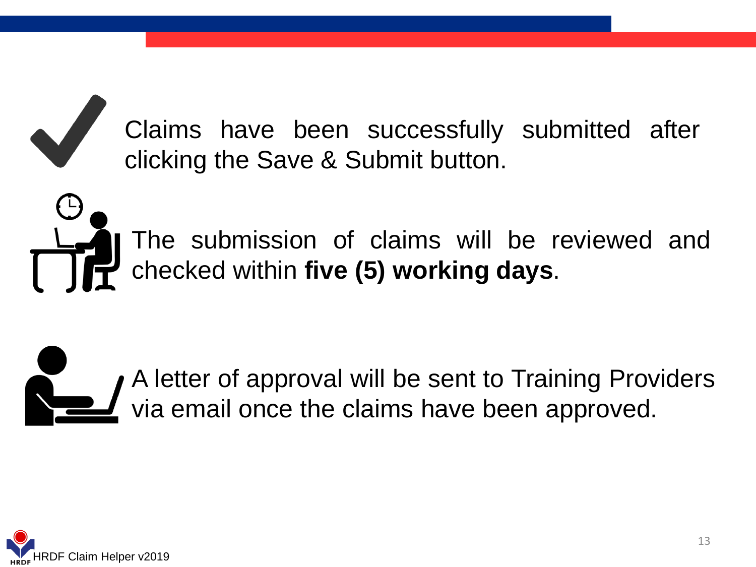Claims have been successfully submitted after clicking the Save & Submit button.

The submission of claims will be reviewed and checked within **five (5) working days**.

A letter of approval will be sent to Training Providers via email once the claims have been approved.